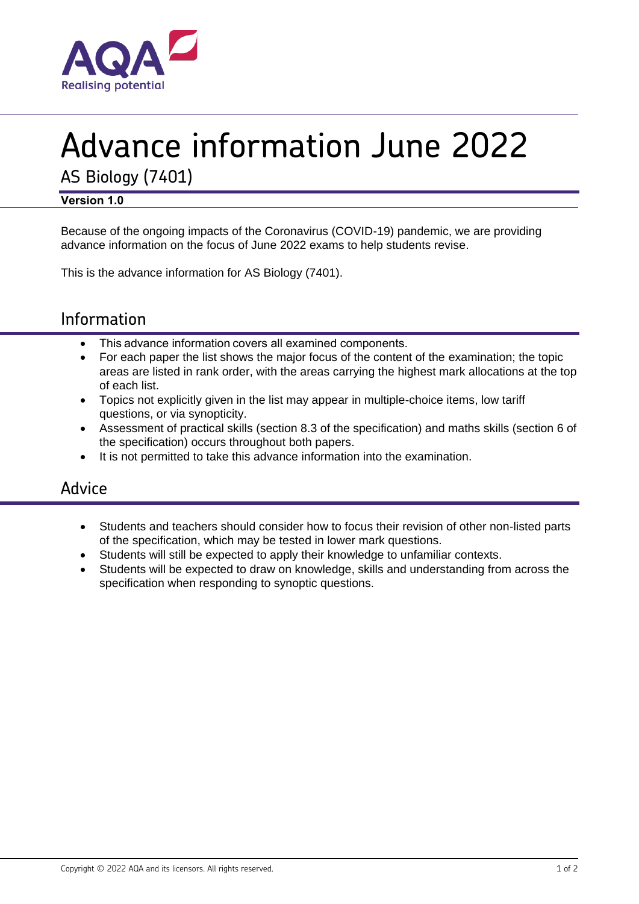# Advance information June 2022

## AS Biology (7401)

**Version 1.0**

Because of the ongoing impacts of the Coronavirus (COVID-19) pandemic, we are providing advance information on the focus of June 2022 exams to help students revise.

This is the advance information for AS Biology (7401).

## Information

- This advance information covers all examined components.
- For each paper the list shows the major focus of the content of the examination; the topic areas are listed in rank order, with the areas carrying the highest mark allocations at the top of each list.
- Topics not explicitly given in the list may appear in multiple-choice items, low tariff questions, or via synopticity.
- Assessment of practical skills (section 8.3 of the specification) and maths skills (section 6 of the specification) occurs throughout both papers.
- It is not permitted to take this advance information into the examination.

## Advice

- Students and teachers should consider how to focus their revision of other non-listed parts of the specification, which may be tested in lower mark questions.
- Students will still be expected to apply their knowledge to unfamiliar contexts.
- Students will be expected to draw on knowledge, skills and understanding from across the specification when responding to synoptic questions.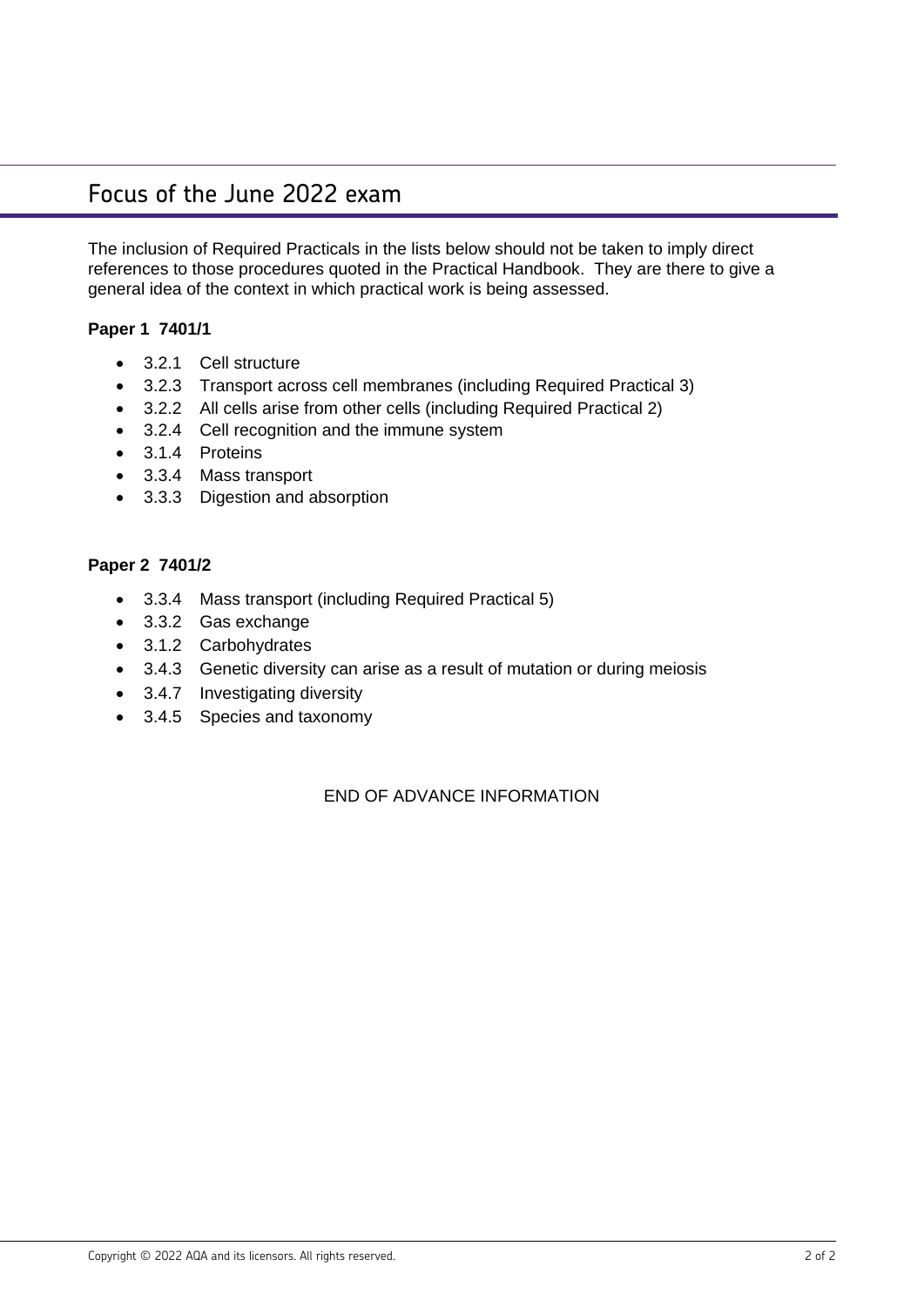## Focus of the June 2022 exam

The inclusion of Required Practicals in the lists below should not be taken to imply direct references to those procedures quoted in the Practical Handbook. They are there to give a general idea of the context in which practical work is being assessed.

**Paper 1 7401/1**

- 3.2.1 Cell structure
- 3.2.3 Transport across cell membranes (including Required Practical 3)
- 3.2.2 All cells arise from other cells (including Required Practical 2)
- 3.2.4 Cell recognition and the immune system
- 3.1.4 Proteins
- 3.3.4 Mass transport
- 3.3.3 Digestion and absorption

**Paper 2 7401/2**

- 3.3.4 Mass transport (including Required Practical 5)
- 3.3.2 Gas exchange
- 3.1.2 Carbohydrates
- 3.4.3 Genetic diversity can arise as a result of mutation or during meiosis
- 3.4.7 Investigating diversity
- 3.4.5 Species and taxonomy

END OF ADVANCE INFORMATION

Copyright © 2022 AQA and its licensors. All rights reserved.